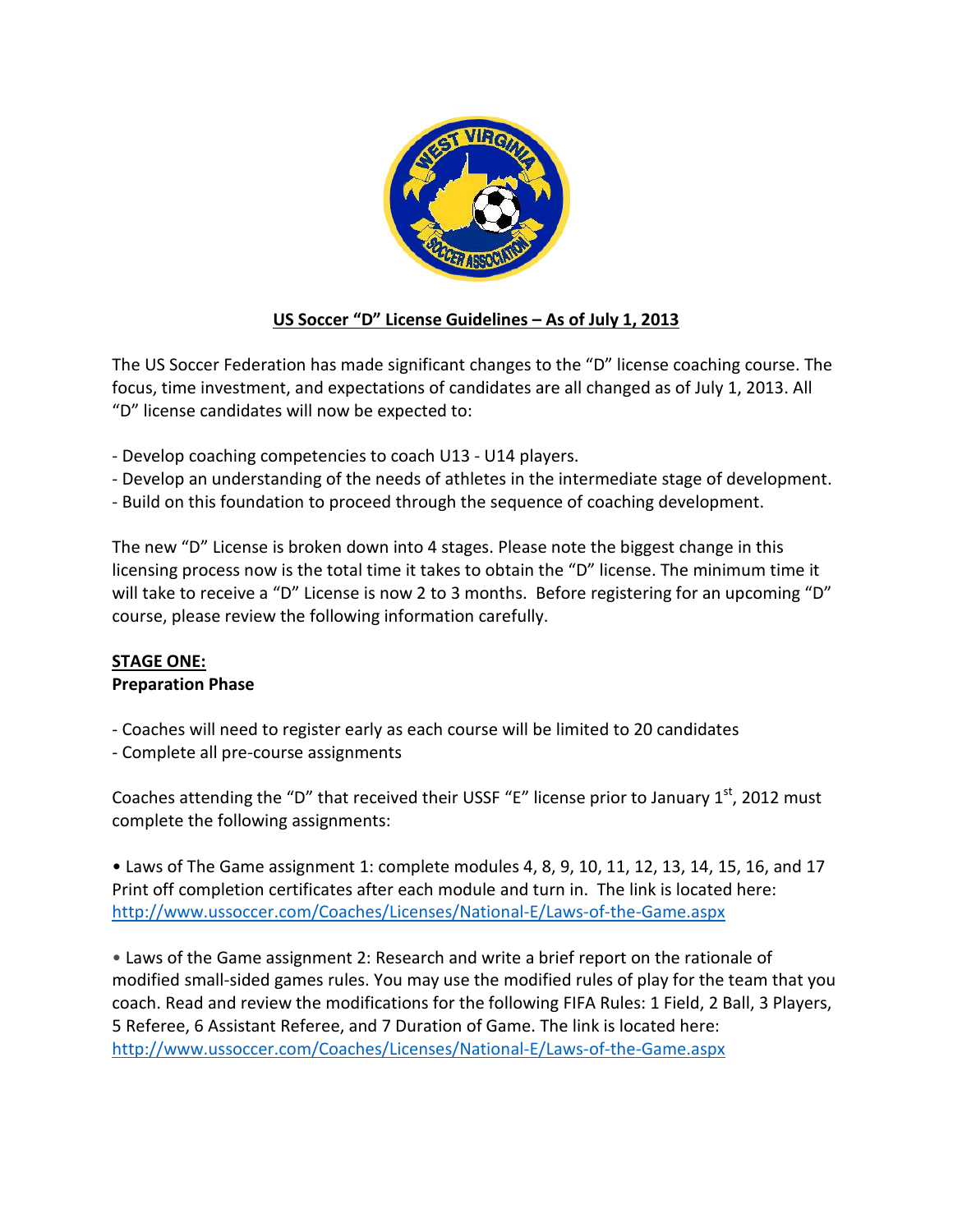# US Soccer "D" License Guidelines – As of July 1, 2013

The US Soccer Federation has made significant changes to the "D" license coaching course. The focus, time investment, and expectations of candidates are all changed as of July 1, 2013. All "D" license candidates will now be expected to:

- Develop coaching competencies to coach U13 - U14 players.
- Develop an understanding of the needs of athletes in the intermediate stage of development.
- Build on this foundation to proceed through the sequence of coaching development.

The new "D" License is broken down into 4 stages. Please note the biggest change in this licensing process now is the total time it takes to obtain the "D" license. The minimum time it will take to receive a "D" License is now 2 to 3 months. Before registering for an upcoming "D" course, please review the following information carefully.

## STAGE ONE:

**Preparation Phase**

- Coaches will need to register early as each course will be limited to 20 candidates
- Complete all pre-course assignments

Coaches attending the "D" that received their USSF "E" license prior to January 1st, 2012 must complete the following assignments:

• Laws of The Game assignment 1: complete modules 4, 8, 9, 10, 11, 12, 13, 14, 15, 16, and 17 Print off completion certificates after each module and turn in. The link is located here: http://www.ussoccer.com/Coaches/Licenses/National-E/Laws-of-the-Game.aspx

• Laws of the Game assignment 2: Research and write a brief report on the rationale of modified small-sided games rules. You may use the modified rules of play for the team that you coach. Read and review the modifications for the following FIFA Rules: 1 Field, 2 Ball, 3 Players, 5 Referee, 6 Assistant Referee, and 7 Duration of Game. The link is located here: http://www.ussoccer.com/Coaches/Licenses/National-E/Laws-of-the-Game.aspx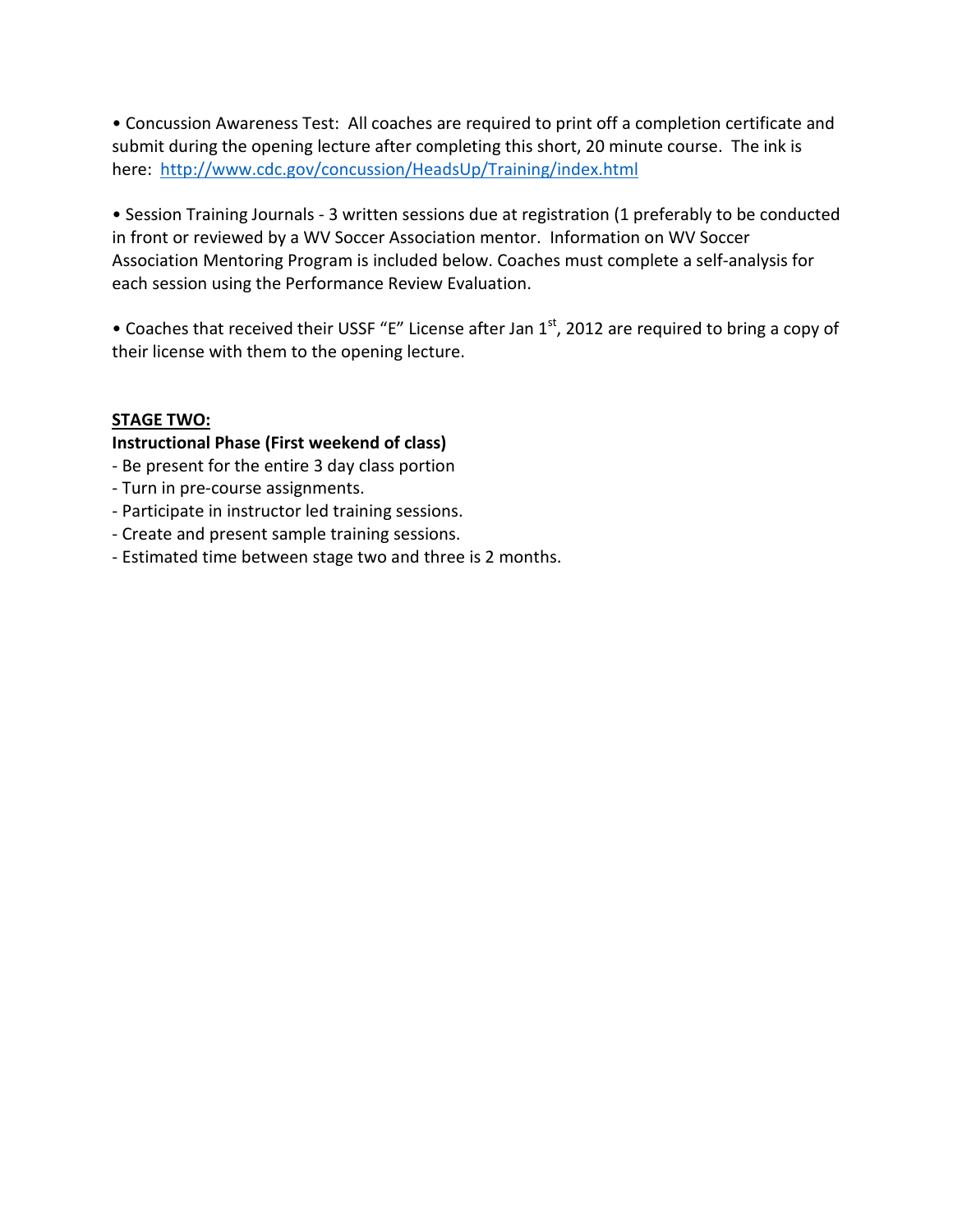• Concussion Awareness Test: All coaches are required to print off a completion certificate and submit during the opening lecture after completing this short, 20 minute course. The ink is here: http://www.cdc.gov/concussion/HeadsUp/Training/index.html

• Session Training Journals - 3 written sessions due at registration (1 preferably to be conducted in front or reviewed by a WV Soccer Association mentor. Information on WV Soccer Association Mentoring Program is included below. Coaches must complete a self-analysis for each session using the Performance Review Evaluation.

• Coaches that received their USSF "E" License after Jan 1st, 2012 are required to bring a copy of their license with them to the opening lecture.

**STAGE TWO:**

**Instructional Phase (First weekend of class)**

- Be present for the entire 3 day class portion
- Turn in pre-course assignments.
- Participate in instructor led training sessions.
- Create and present sample training sessions.
- Estimated time between stage two and three is 2 months.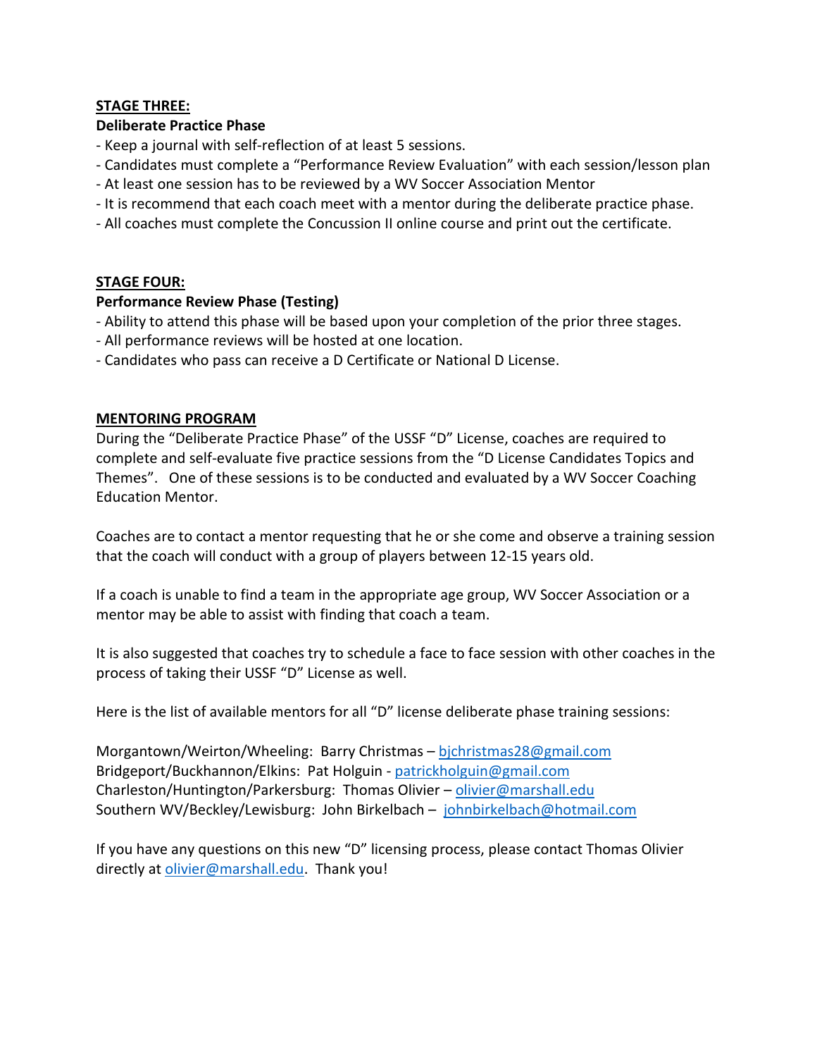**STAGE THREE:**

**Deliberate Practice Phase**

- Keep a journal with self-reflection of at least 5 sessions.
- Candidates must complete a "Performance Review Evaluation" with each session/lesson plan
- At least one session has to be reviewed by a WV Soccer Association Mentor
- It is recommend that each coach meet with a mentor during the deliberate practice phase.
- All coaches must complete the Concussion II online course and print out the certificate.

**STAGE FOUR:**

**Performance Review Phase (Testing)**

- Ability to attend this phase will be based upon your completion of the prior three stages.
- All performance reviews will be hosted at one location.
- Candidates who pass can receive a D Certificate or National D License.

**MENTORING PROGRAM**

During the "Deliberate Practice Phase" of the USSF "D" License, coaches are required to complete and self-evaluate five practice sessions from the "D License Candidates Topics and Themes". One of these sessions is to be conducted and evaluated by a WV Soccer Coaching Education Mentor.

Coaches are to contact a mentor requesting that he or she come and observe a training session that the coach will conduct with a group of players between 12-15 years old.

If a coach is unable to find a team in the appropriate age group, WV Soccer Association or a mentor may be able to assist with finding that coach a team.

It is also suggested that coaches try to schedule a face to face session with other coaches in the process of taking their USSF "D" License as well.

Here is the list of available mentors for all "D" license deliberate phase training sessions:

Morgantown/Weirton/Wheeling: Barry Christmas – bjchristmas28@gmail.com
Bridgeport/Buckhannon/Elkins: Pat Holguin - patrickholguin@gmail.com
Charleston/Huntington/Parkersburg: Thomas Olivier – olivier@marshall.edu
Southern WV/Beckley/Lewisburg: John Birkelbach – johnbirkelbach@hotmail.com

If you have any questions on this new "D" licensing process, please contact Thomas Olivier directly at olivier@marshall.edu. Thank you!